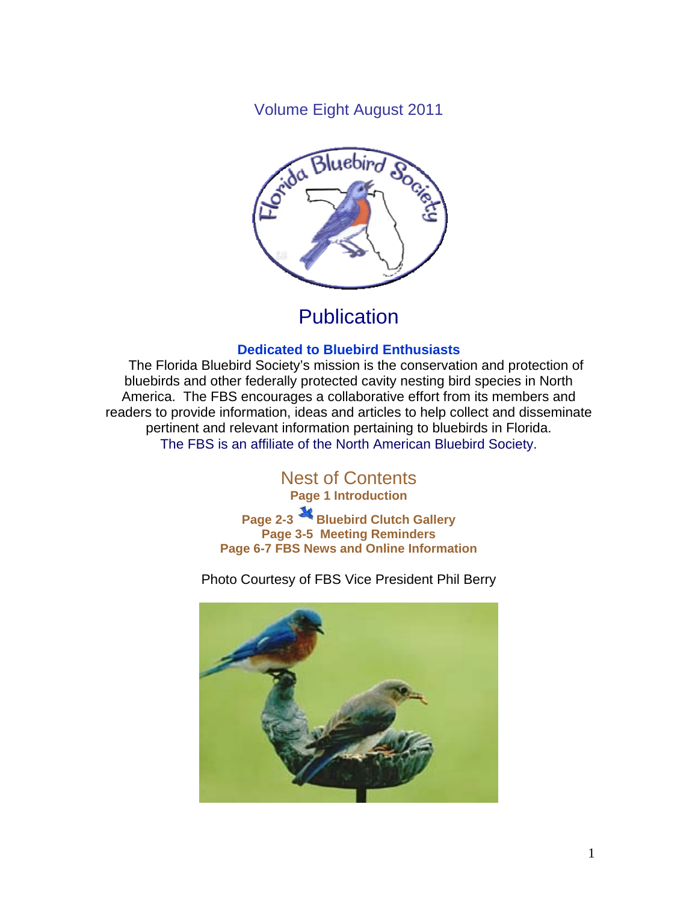Volume Eight August 2011

# Publication

**Dedicated to Bluebird Enthusiasts**

The Florida Bluebird Society's mission is the conservation and protection of bluebirds and other federally protected cavity nesting bird species in North America. The FBS encourages a collaborative effort from its members and readers to provide information, ideas and articles to help collect and disseminate pertinent and relevant information pertaining to bluebirds in Florida.
The FBS is an affiliate of the North American Bluebird Society.

## Nest of Contents

**Page 1 Introduction**

**Page 2-3 Bluebird Clutch Gallery**

**Page 3-5 Meeting Reminders**

**Page 6-7 FBS News and Online Information**

Photo Courtesy of FBS Vice President Phil Berry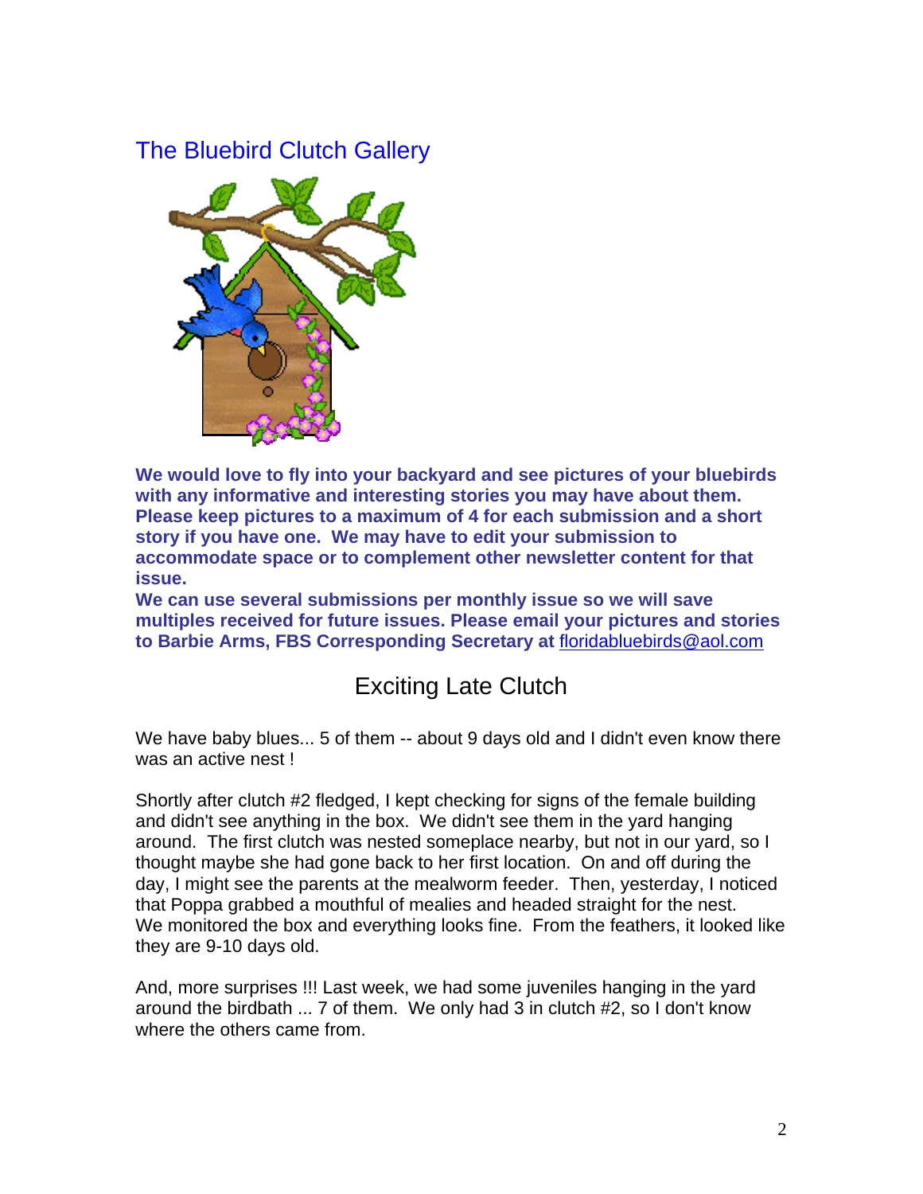## The Bluebird Clutch Gallery

**We would love to fly into your backyard and see pictures of your bluebirds with any informative and interesting stories you may have about them. Please keep pictures to a maximum of 4 for each submission and a short story if you have one. We may have to edit your submission to accommodate space or to complement other newsletter content for that issue.**
**We can use several submissions per monthly issue so we will save multiples received for future issues. Please email your pictures and stories to Barbie Arms, FBS Corresponding Secretary at** floridabluebirds@aol.com

## Exciting Late Clutch

We have baby blues... 5 of them -- about 9 days old and I didn't even know there was an active nest !

Shortly after clutch #2 fledged, I kept checking for signs of the female building and didn't see anything in the box. We didn't see them in the yard hanging around. The first clutch was nested someplace nearby, but not in our yard, so I thought maybe she had gone back to her first location. On and off during the day, I might see the parents at the mealworm feeder. Then, yesterday, I noticed that Poppa grabbed a mouthful of mealies and headed straight for the nest. We monitored the box and everything looks fine. From the feathers, it looked like they are 9-10 days old.

And, more surprises !!! Last week, we had some juveniles hanging in the yard around the birdbath ... 7 of them. We only had 3 in clutch #2, so I don't know where the others came from.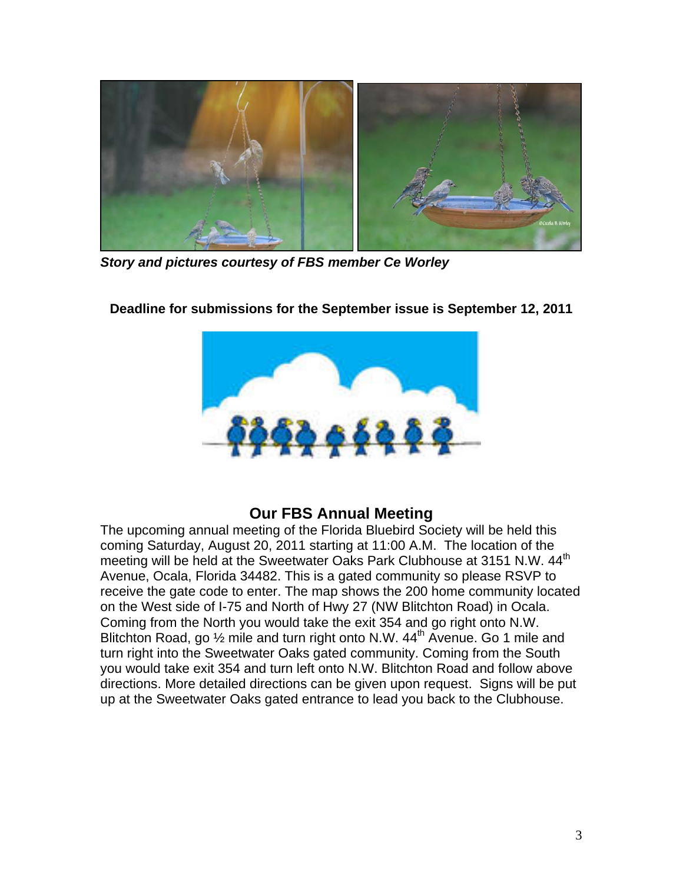***Story and pictures courtesy of FBS member Ce Worley***

**Deadline for submissions for the September issue is September 12, 2011**

## Our FBS Annual Meeting

The upcoming annual meeting of the Florida Bluebird Society will be held this coming Saturday, August 20, 2011 starting at 11:00 A.M. The location of the meeting will be held at the Sweetwater Oaks Park Clubhouse at 3151 N.W. 44th Avenue, Ocala, Florida 34482. This is a gated community so please RSVP to receive the gate code to enter. The map shows the 200 home community located on the West side of I-75 and North of Hwy 27 (NW Blitchton Road) in Ocala. Coming from the North you would take the exit 354 and go right onto N.W. Blitchton Road, go ½ mile and turn right onto N.W. 44th Avenue. Go 1 mile and turn right into the Sweetwater Oaks gated community. Coming from the South you would take exit 354 and turn left onto N.W. Blitchton Road and follow above directions. More detailed directions can be given upon request. Signs will be put up at the Sweetwater Oaks gated entrance to lead you back to the Clubhouse.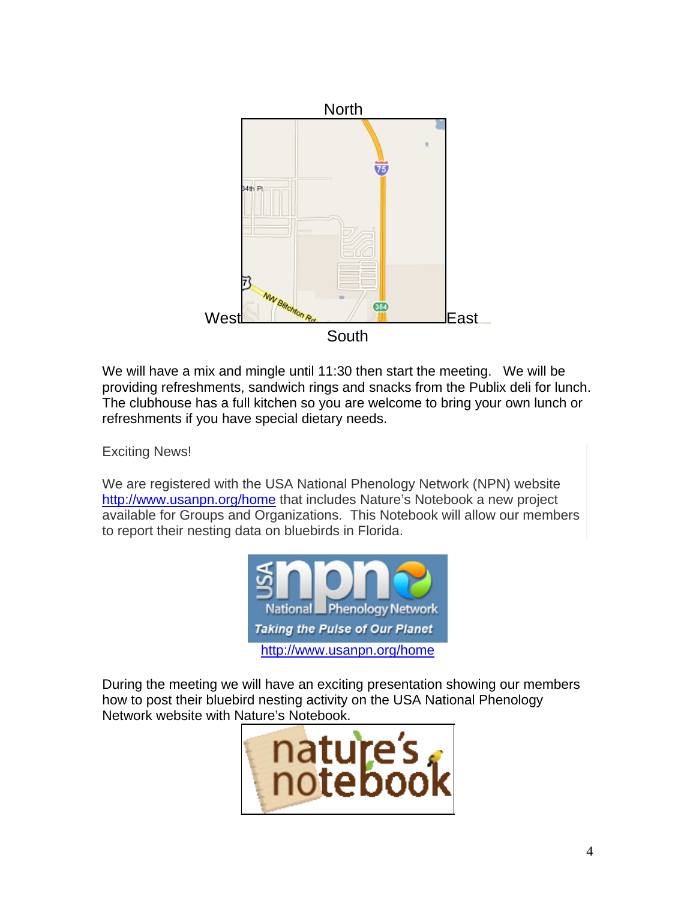North

West East

South

We will have a mix and mingle until 11:30 then start the meeting. We will be providing refreshments, sandwich rings and snacks from the Publix deli for lunch. The clubhouse has a full kitchen so you are welcome to bring your own lunch or refreshments if you have special dietary needs.

Exciting News!

We are registered with the USA National Phenology Network (NPN) website http://www.usanpn.org/home that includes Nature's Notebook a new project available for Groups and Organizations. This Notebook will allow our members to report their nesting data on bluebirds in Florida.

http://www.usanpn.org/home

During the meeting we will have an exciting presentation showing our members how to post their bluebird nesting activity on the USA National Phenology Network website with Nature's Notebook.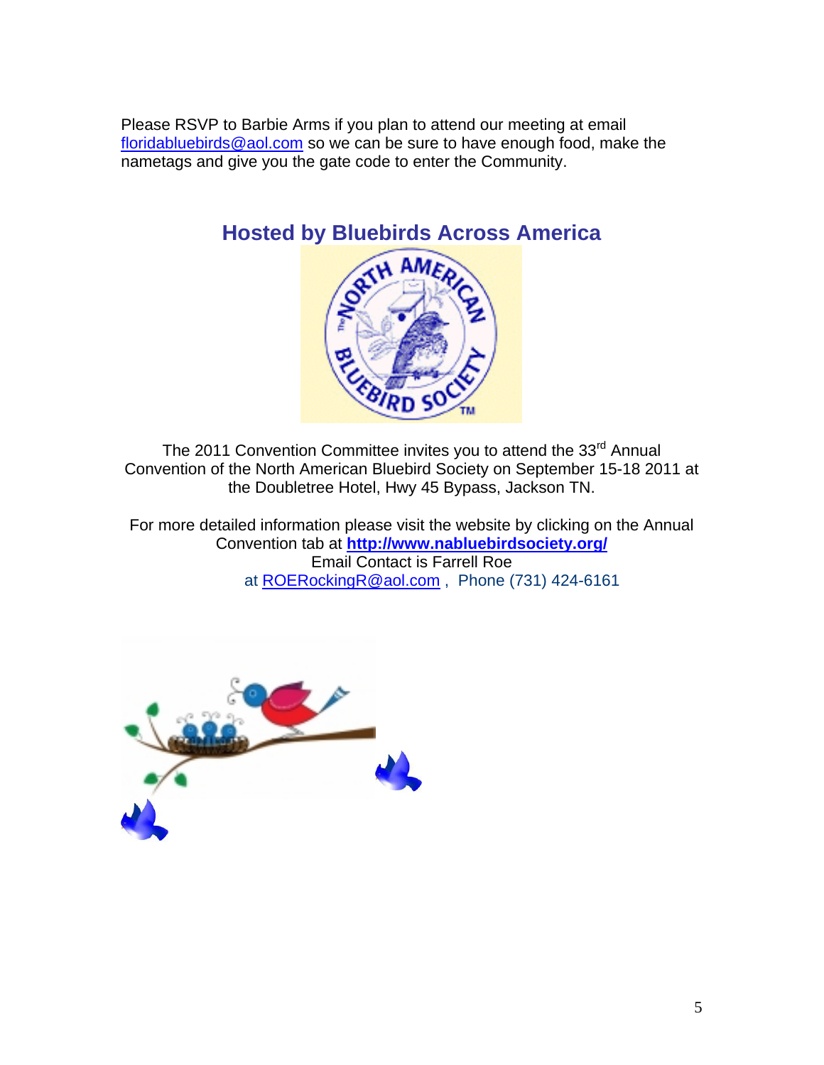Please RSVP to Barbie Arms if you plan to attend our meeting at email floridabluebirds@aol.com so we can be sure to have enough food, make the nametags and give you the gate code to enter the Community.

## Hosted by Bluebirds Across America

The 2011 Convention Committee invites you to attend the 33rd Annual Convention of the North American Bluebird Society on September 15-18 2011 at the Doubletree Hotel, Hwy 45 Bypass, Jackson TN.

For more detailed information please visit the website by clicking on the Annual Convention tab at **http://www.nabluebirdsociety.org/**
Email Contact is Farrell Roe
at ROERockingR@aol.com , Phone (731) 424-6161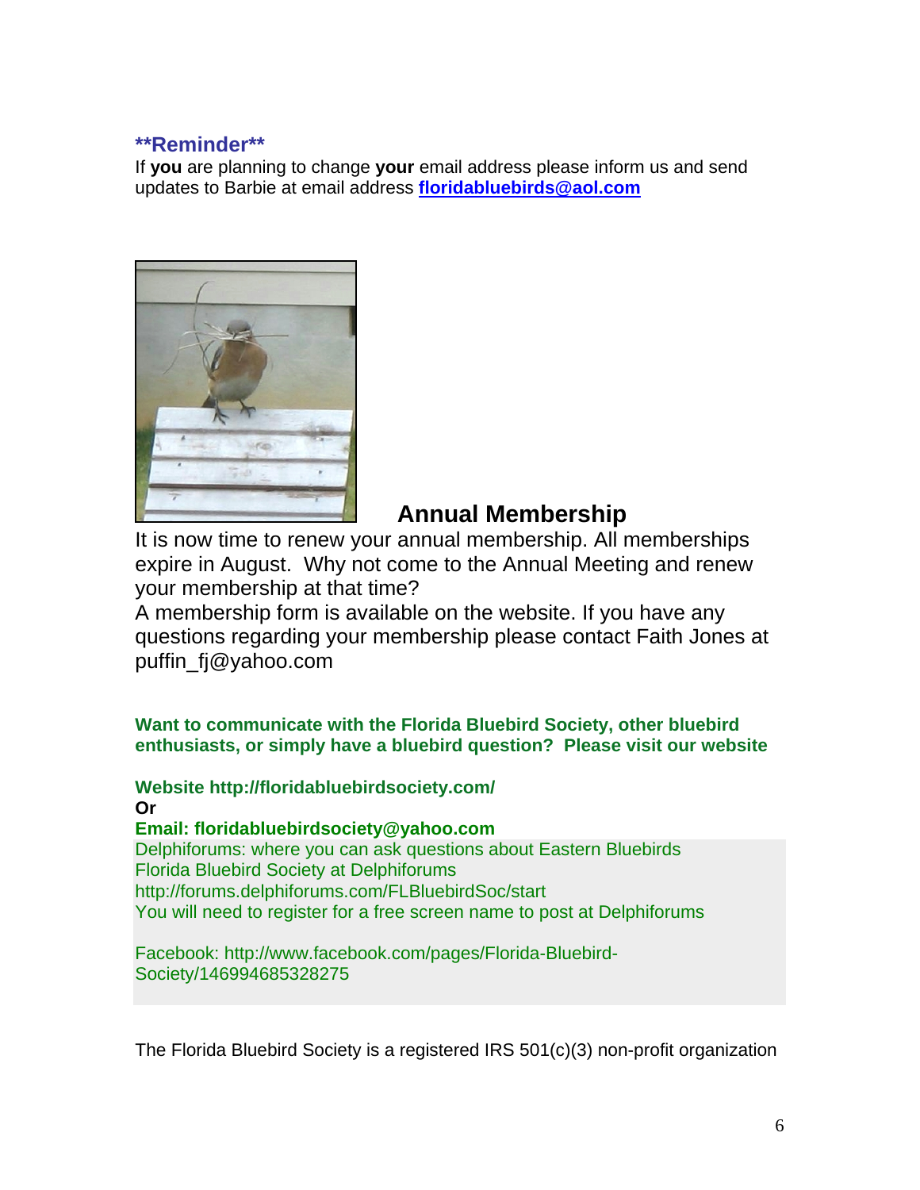**\*\*Reminder\*\***

If **you** are planning to change **your** email address please inform us and send updates to Barbie at email address **floridabluebirds@aol.com**

## Annual Membership

It is now time to renew your annual membership. All memberships expire in August. Why not come to the Annual Meeting and renew your membership at that time?

A membership form is available on the website. If you have any questions regarding your membership please contact Faith Jones at puffin_fj@yahoo.com

**Want to communicate with the Florida Bluebird Society, other bluebird enthusiasts, or simply have a bluebird question? Please visit our website**

**Website http://floridabluebirdsociety.com/**

**Or**

**Email: floridabluebirdsociety@yahoo.com**

Delphiforums: where you can ask questions about Eastern Bluebirds
Florida Bluebird Society at Delphiforums
http://forums.delphiforums.com/FLBluebirdSoc/start
You will need to register for a free screen name to post at Delphiforums

Facebook: http://www.facebook.com/pages/Florida-Bluebird-Society/146994685328275

The Florida Bluebird Society is a registered IRS 501(c)(3) non-profit organization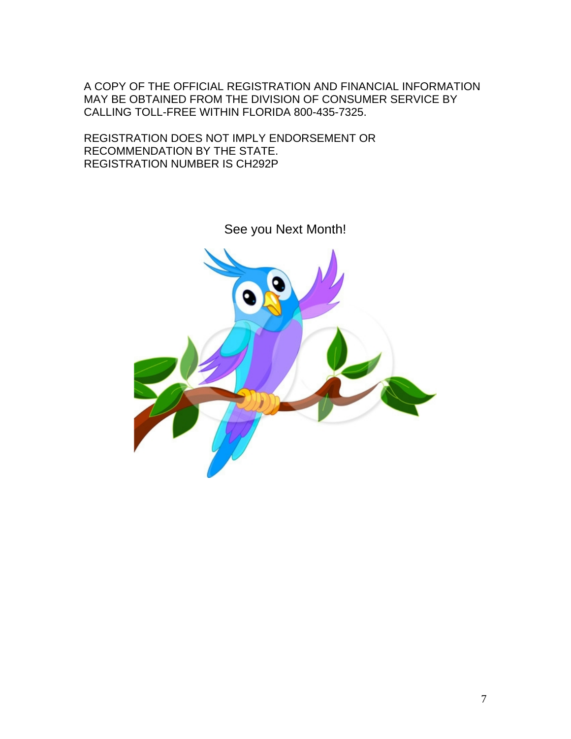A COPY OF THE OFFICIAL REGISTRATION AND FINANCIAL INFORMATION MAY BE OBTAINED FROM THE DIVISION OF CONSUMER SERVICE BY CALLING TOLL-FREE WITHIN FLORIDA 800-435-7325.

REGISTRATION DOES NOT IMPLY ENDORSEMENT OR RECOMMENDATION BY THE STATE.
REGISTRATION NUMBER IS CH292P

See you Next Month!